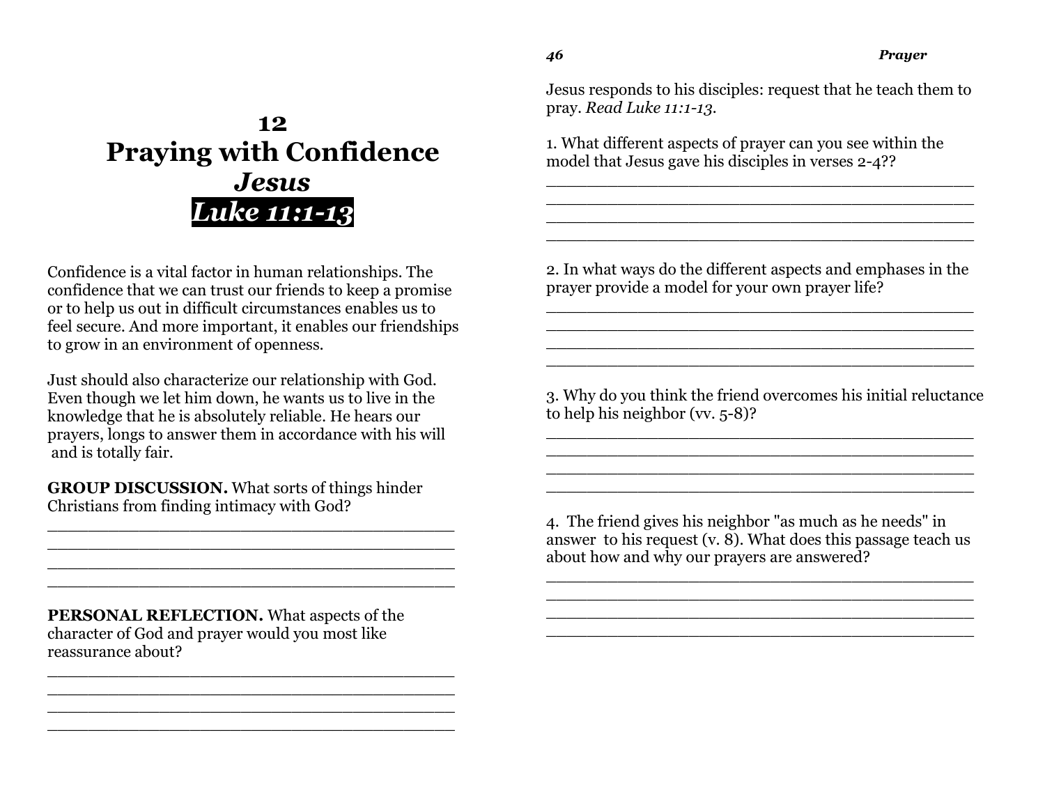# 12
# Praying with Confidence
## *Jesus*
## *Luke 11:1-13*

Confidence is a vital factor in human relationships. The confidence that we can trust our friends to keep a promise or to help us out in difficult circumstances enables us to feel secure. And more important, it enables our friendships to grow in an environment of openness.

Just should also characterize our relationship with God. Even though we let him down, he wants us to live in the knowledge that he is absolutely reliable. He hears our prayers, longs to answer them in accordance with his will and is totally fair.

**GROUP DISCUSSION.** What sorts of things hinder Christians from finding intimacy with God?

\_\_\_\_\_\_\_\_\_\_\_\_\_\_\_\_\_\_\_\_\_\_\_\_\_\_\_\_\_\_\_\_\_\_\_\_\_\_\_\_\_\_\_\_
\_\_\_\_\_\_\_\_\_\_\_\_\_\_\_\_\_\_\_\_\_\_\_\_\_\_\_\_\_\_\_\_\_\_\_\_\_\_\_\_\_\_\_\_
\_\_\_\_\_\_\_\_\_\_\_\_\_\_\_\_\_\_\_\_\_\_\_\_\_\_\_\_\_\_\_\_\_\_\_\_\_\_\_\_\_\_\_\_
\_\_\_\_\_\_\_\_\_\_\_\_\_\_\_\_\_\_\_\_\_\_\_\_\_\_\_\_\_\_\_\_\_\_\_\_\_\_\_\_\_\_\_\_

**PERSONAL REFLECTION.** What aspects of the character of God and prayer would you most like reassurance about?

\_\_\_\_\_\_\_\_\_\_\_\_\_\_\_\_\_\_\_\_\_\_\_\_\_\_\_\_\_\_\_\_\_\_\_\_\_\_\_\_\_\_\_\_
\_\_\_\_\_\_\_\_\_\_\_\_\_\_\_\_\_\_\_\_\_\_\_\_\_\_\_\_\_\_\_\_\_\_\_\_\_\_\_\_\_\_\_\_
\_\_\_\_\_\_\_\_\_\_\_\_\_\_\_\_\_\_\_\_\_\_\_\_\_\_\_\_\_\_\_\_\_\_\_\_\_\_\_\_\_\_\_\_
\_\_\_\_\_\_\_\_\_\_\_\_\_\_\_\_\_\_\_\_\_\_\_\_\_\_\_\_\_\_\_\_\_\_\_\_\_\_\_\_\_\_\_\_

Jesus responds to his disciples: request that he teach them to pray. *Read Luke 11:1-13*.

1. What different aspects of prayer can you see within the model that Jesus gave his disciples in verses 2-4??

\_\_\_\_\_\_\_\_\_\_\_\_\_\_\_\_\_\_\_\_\_\_\_\_\_\_\_\_\_\_\_\_\_\_\_\_\_\_\_\_\_\_\_\_
\_\_\_\_\_\_\_\_\_\_\_\_\_\_\_\_\_\_\_\_\_\_\_\_\_\_\_\_\_\_\_\_\_\_\_\_\_\_\_\_\_\_\_\_
\_\_\_\_\_\_\_\_\_\_\_\_\_\_\_\_\_\_\_\_\_\_\_\_\_\_\_\_\_\_\_\_\_\_\_\_\_\_\_\_\_\_\_\_
\_\_\_\_\_\_\_\_\_\_\_\_\_\_\_\_\_\_\_\_\_\_\_\_\_\_\_\_\_\_\_\_\_\_\_\_\_\_\_\_\_\_\_\_

2. In what ways do the different aspects and emphases in the prayer provide a model for your own prayer life?

\_\_\_\_\_\_\_\_\_\_\_\_\_\_\_\_\_\_\_\_\_\_\_\_\_\_\_\_\_\_\_\_\_\_\_\_\_\_\_\_\_\_\_\_
\_\_\_\_\_\_\_\_\_\_\_\_\_\_\_\_\_\_\_\_\_\_\_\_\_\_\_\_\_\_\_\_\_\_\_\_\_\_\_\_\_\_\_\_
\_\_\_\_\_\_\_\_\_\_\_\_\_\_\_\_\_\_\_\_\_\_\_\_\_\_\_\_\_\_\_\_\_\_\_\_\_\_\_\_\_\_\_\_
\_\_\_\_\_\_\_\_\_\_\_\_\_\_\_\_\_\_\_\_\_\_\_\_\_\_\_\_\_\_\_\_\_\_\_\_\_\_\_\_\_\_\_\_

3. Why do you think the friend overcomes his initial reluctance to help his neighbor (vv. 5-8)?

\_\_\_\_\_\_\_\_\_\_\_\_\_\_\_\_\_\_\_\_\_\_\_\_\_\_\_\_\_\_\_\_\_\_\_\_\_\_\_\_\_\_\_\_
\_\_\_\_\_\_\_\_\_\_\_\_\_\_\_\_\_\_\_\_\_\_\_\_\_\_\_\_\_\_\_\_\_\_\_\_\_\_\_\_\_\_\_\_
\_\_\_\_\_\_\_\_\_\_\_\_\_\_\_\_\_\_\_\_\_\_\_\_\_\_\_\_\_\_\_\_\_\_\_\_\_\_\_\_\_\_\_\_
\_\_\_\_\_\_\_\_\_\_\_\_\_\_\_\_\_\_\_\_\_\_\_\_\_\_\_\_\_\_\_\_\_\_\_\_\_\_\_\_\_\_\_\_

4. The friend gives his neighbor "as much as he needs" in answer to his request (v. 8). What does this passage teach us about how and why our prayers are answered?

\_\_\_\_\_\_\_\_\_\_\_\_\_\_\_\_\_\_\_\_\_\_\_\_\_\_\_\_\_\_\_\_\_\_\_\_\_\_\_\_\_\_\_\_
\_\_\_\_\_\_\_\_\_\_\_\_\_\_\_\_\_\_\_\_\_\_\_\_\_\_\_\_\_\_\_\_\_\_\_\_\_\_\_\_\_\_\_\_
\_\_\_\_\_\_\_\_\_\_\_\_\_\_\_\_\_\_\_\_\_\_\_\_\_\_\_\_\_\_\_\_\_\_\_\_\_\_\_\_\_\_\_\_
\_\_\_\_\_\_\_\_\_\_\_\_\_\_\_\_\_\_\_\_\_\_\_\_\_\_\_\_\_\_\_\_\_\_\_\_\_\_\_\_\_\_\_\_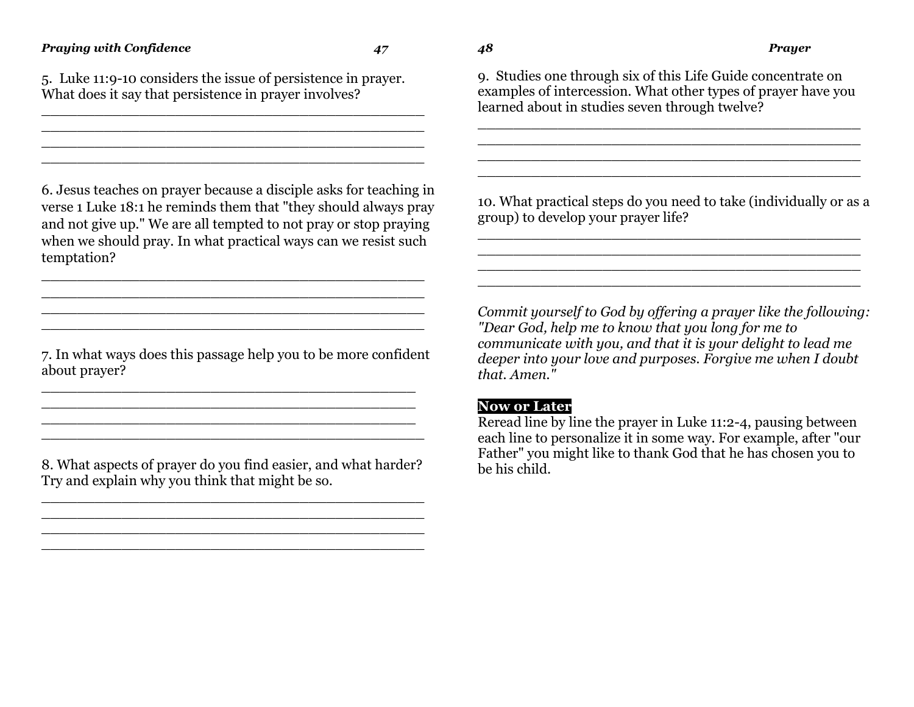5. Luke 11:9-10 considers the issue of persistence in prayer. What does it say that persistence in prayer involves?

_____________________________________________
_____________________________________________
_____________________________________________
_____________________________________________

6. Jesus teaches on prayer because a disciple asks for teaching in verse 1 Luke 18:1 he reminds them that "they should always pray and not give up." We are all tempted to not pray or stop praying when we should pray. In what practical ways can we resist such temptation?

_____________________________________________
_____________________________________________
_____________________________________________
_____________________________________________

7. In what ways does this passage help you to be more confident about prayer?

_____________________________________________
_____________________________________________
_____________________________________________
_____________________________________________

8. What aspects of prayer do you find easier, and what harder? Try and explain why you think that might be so.

_____________________________________________
_____________________________________________
_____________________________________________
_____________________________________________

9. Studies one through six of this Life Guide concentrate on examples of intercession. What other types of prayer have you learned about in studies seven through twelve?

_____________________________________________
_____________________________________________
_____________________________________________
_____________________________________________

10. What practical steps do you need to take (individually or as a group) to develop your prayer life?

_____________________________________________
_____________________________________________
_____________________________________________
_____________________________________________

*Commit yourself to God by offering a prayer like the following: "Dear God, help me to know that you long for me to communicate with you, and that it is your delight to lead me deeper into your love and purposes. Forgive me when I doubt that. Amen."*

**Now or Later**

Reread line by line the prayer in Luke 11:2-4, pausing between each line to personalize it in some way. For example, after "our Father" you might like to thank God that he has chosen you to be his child.